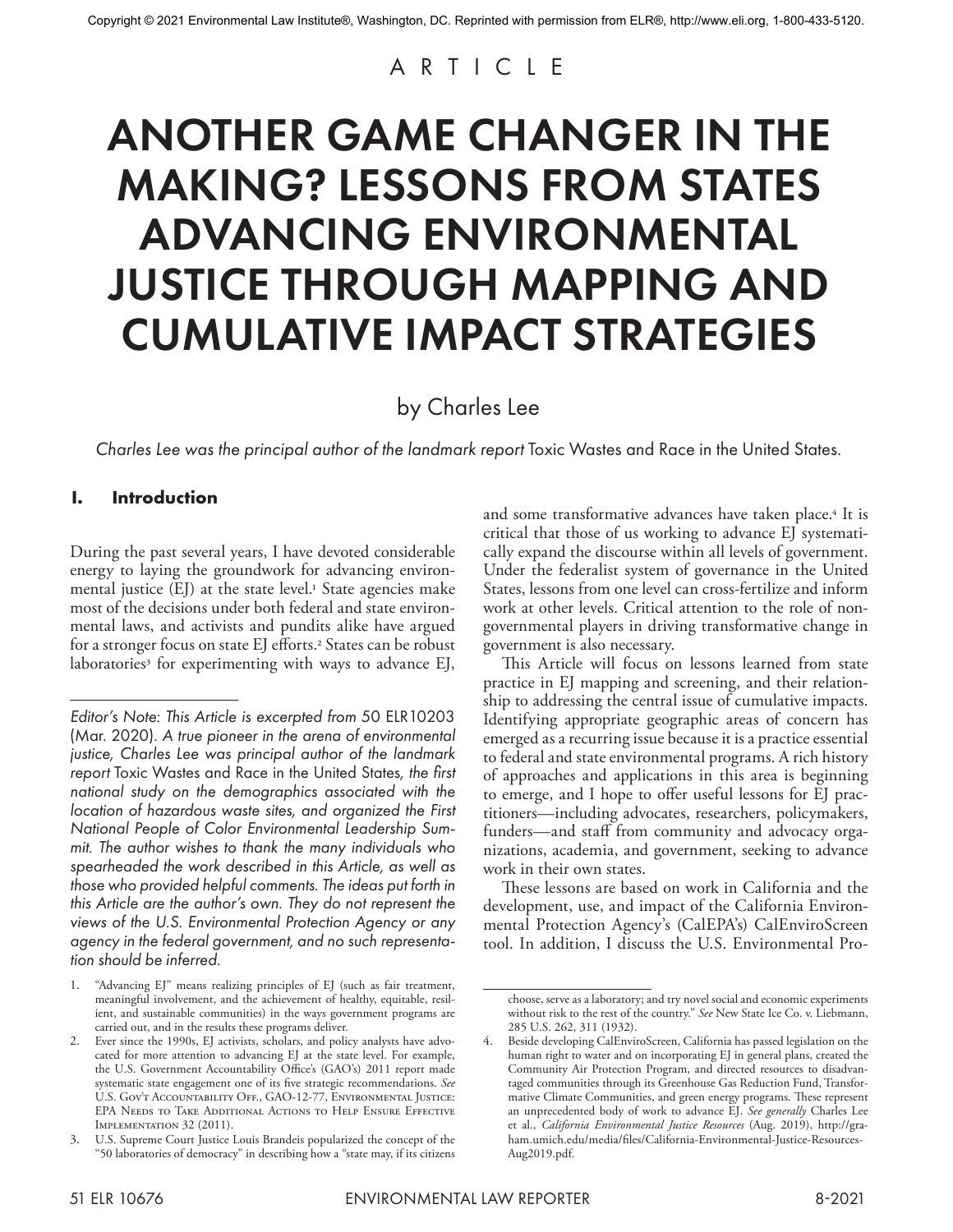Copyright © 2021 Environmental Law Institute®, Washington, DC. Reprinted with permission from ELR®, http://www.eli.org, 1-800-433-5120.

ARTICLE

# ANOTHER GAME CHANGER IN THE MAKING? LESSONS FROM STATES ADVANCING ENVIRONMENTAL JUSTICE THROUGH MAPPING AND CUMULATIVE IMPACT STRATEGIES

by Charles Lee

*Charles Lee was the principal author of the landmark report* Toxic Wastes and Race in the United States.

## I. Introduction

During the past several years, I have devoted considerable energy to laying the groundwork for advancing environmental justice (EJ) at the state level.[1] State agencies make most of the decisions under both federal and state environmental laws, and activists and pundits alike have argued for a stronger focus on state EJ efforts.[2] States can be robust laboratories[3] for experimenting with ways to advance EJ, and some transformative advances have taken place.[4] It is critical that those of us working to advance EJ systematically expand the discourse within all levels of government. Under the federalist system of governance in the United States, lessons from one level can cross-fertilize and inform work at other levels. Critical attention to the role of nongovernmental players in driving transformative change in government is also necessary.

This Article will focus on lessons learned from state practice in EJ mapping and screening, and their relationship to addressing the central issue of cumulative impacts. Identifying appropriate geographic areas of concern has emerged as a recurring issue because it is a practice essential to federal and state environmental programs. A rich history of approaches and applications in this area is beginning to emerge, and I hope to offer useful lessons for EJ practitioners—including advocates, researchers, policymakers, funders—and staff from community and advocacy organizations, academia, and government, seeking to advance work in their own states.

These lessons are based on work in California and the development, use, and impact of the California Environmental Protection Agency's (CalEPA's) CalEnviroScreen tool. In addition, I discuss the U.S. Environmental Pro-

*Editor's Note: This Article is excerpted from 50 ELR10203 (Mar. 2020). A true pioneer in the arena of environmental justice, Charles Lee was principal author of the landmark report* Toxic Wastes and Race in the United States, *the first national study on the demographics associated with the location of hazardous waste sites, and organized the First National People of Color Environmental Leadership Summit. The author wishes to thank the many individuals who spearheaded the work described in this Article, as well as those who provided helpful comments. The ideas put forth in this Article are the author's own. They do not represent the views of the U.S. Environmental Protection Agency or any agency in the federal government, and no such representation should be inferred.*

1. "Advancing EJ" means realizing principles of EJ (such as fair treatment, meaningful involvement, and the achievement of healthy, equitable, resilient, and sustainable communities) in the ways government programs are carried out, and in the results these programs deliver.
2. Ever since the 1990s, EJ activists, scholars, and policy analysts have advocated for more attention to advancing EJ at the state level. For example, the U.S. Government Accountability Office's (GAO's) 2011 report made systematic state engagement one of its five strategic recommendations. *See* U.S. Gov't Accountability Off., GAO-12-77, Environmental Justice: EPA Needs to Take Additional Actions to Help Ensure Effective Implementation 32 (2011).
3. U.S. Supreme Court Justice Louis Brandeis popularized the concept of the "50 laboratories of democracy" in describing how a "state may, if its citizens choose, serve as a laboratory; and try novel social and economic experiments without risk to the rest of the country." *See* New State Ice Co. v. Liebmann, 285 U.S. 262, 311 (1932).
4. Beside developing CalEnviroScreen, California has passed legislation on the human right to water and on incorporating EJ in general plans, created the Community Air Protection Program, and directed resources to disadvantaged communities through its Greenhouse Gas Reduction Fund, Transformative Climate Communities, and green energy programs. These represent an unprecedented body of work to advance EJ. *See generally* Charles Lee et al., *California Environmental Justice Resources* (Aug. 2019), http://graham.umich.edu/media/files/California-Environmental-Justice-Resources-Aug2019.pdf.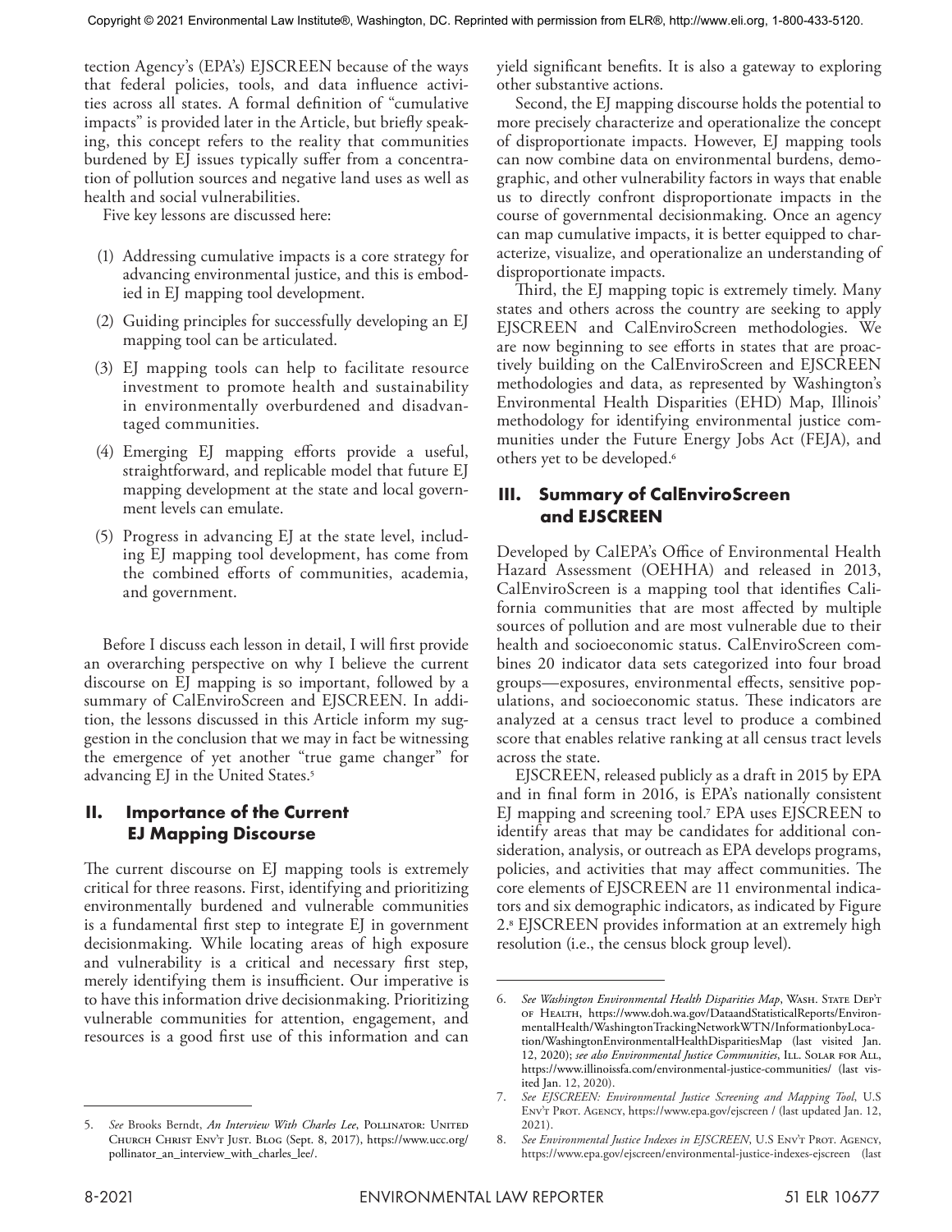tection Agency's (EPA's) EJSCREEN because of the ways that federal policies, tools, and data influence activities across all states. A formal definition of "cumulative impacts" is provided later in the Article, but briefly speaking, this concept refers to the reality that communities burdened by EJ issues typically suffer from a concentration of pollution sources and negative land uses as well as health and social vulnerabilities.

Five key lessons are discussed here:

(1) Addressing cumulative impacts is a core strategy for advancing environmental justice, and this is embodied in EJ mapping tool development.

(2) Guiding principles for successfully developing an EJ mapping tool can be articulated.

(3) EJ mapping tools can help to facilitate resource investment to promote health and sustainability in environmentally overburdened and disadvantaged communities.

(4) Emerging EJ mapping efforts provide a useful, straightforward, and replicable model that future EJ mapping development at the state and local government levels can emulate.

(5) Progress in advancing EJ at the state level, including EJ mapping tool development, has come from the combined efforts of communities, academia, and government.

Before I discuss each lesson in detail, I will first provide an overarching perspective on why I believe the current discourse on EJ mapping is so important, followed by a summary of CalEnviroScreen and EJSCREEN. In addition, the lessons discussed in this Article inform my suggestion in the conclusion that we may in fact be witnessing the emergence of yet another "true game changer" for advancing EJ in the United States.[5]

## II. Importance of the Current EJ Mapping Discourse

The current discourse on EJ mapping tools is extremely critical for three reasons. First, identifying and prioritizing environmentally burdened and vulnerable communities is a fundamental first step to integrate EJ in government decisionmaking. While locating areas of high exposure and vulnerability is a critical and necessary first step, merely identifying them is insufficient. Our imperative is to have this information drive decisionmaking. Prioritizing vulnerable communities for attention, engagement, and resources is a good first use of this information and can yield significant benefits. It is also a gateway to exploring other substantive actions.

Second, the EJ mapping discourse holds the potential to more precisely characterize and operationalize the concept of disproportionate impacts. However, EJ mapping tools can now combine data on environmental burdens, demographic, and other vulnerability factors in ways that enable us to directly confront disproportionate impacts in the course of governmental decisionmaking. Once an agency can map cumulative impacts, it is better equipped to characterize, visualize, and operationalize an understanding of disproportionate impacts.

Third, the EJ mapping topic is extremely timely. Many states and others across the country are seeking to apply EJSCREEN and CalEnviroScreen methodologies. We are now beginning to see efforts in states that are proactively building on the CalEnviroScreen and EJSCREEN methodologies and data, as represented by Washington's Environmental Health Disparities (EHD) Map, Illinois' methodology for identifying environmental justice communities under the Future Energy Jobs Act (FEJA), and others yet to be developed.[6]

## III. Summary of CalEnviroScreen and EJSCREEN

Developed by CalEPA's Office of Environmental Health Hazard Assessment (OEHHA) and released in 2013, CalEnviroScreen is a mapping tool that identifies California communities that are most affected by multiple sources of pollution and are most vulnerable due to their health and socioeconomic status. CalEnviroScreen combines 20 indicator data sets categorized into four broad groups—exposures, environmental effects, sensitive populations, and socioeconomic status. These indicators are analyzed at a census tract level to produce a combined score that enables relative ranking at all census tract levels across the state.

EJSCREEN, released publicly as a draft in 2015 by EPA and in final form in 2016, is EPA's nationally consistent EJ mapping and screening tool.[7] EPA uses EJSCREEN to identify areas that may be candidates for additional consideration, analysis, or outreach as EPA develops programs, policies, and activities that may affect communities. The core elements of EJSCREEN are 11 environmental indicators and six demographic indicators, as indicated by Figure 2.[8] EJSCREEN provides information at an extremely high resolution (i.e., the census block group level).

---

5. *See* Brooks Berndt, *An Interview With Charles Lee*, Pollinator: United Church Christ Env't Just. Blog (Sept. 8, 2017), https://www.ucc.org/pollinator_an_interview_with_charles_lee/.

6. *See Washington Environmental Health Disparities Map*, Wash. State Dep't of Health, https://www.doh.wa.gov/DataandStatisticalReports/EnvironmentalHealth/WashingtonTrackingNetworkWTN/InformationbyLocation/WashingtonEnvironmentalHealthDisparitiesMap (last visited Jan. 12, 2020); *see also Environmental Justice Communities*, Ill. Solar for All, https://www.illinoissfa.com/environmental-justice-communities/ (last visited Jan. 12, 2020).

7. *See EJSCREEN: Environmental Justice Screening and Mapping Tool*, U.S Env't Prot. Agency, https://www.epa.gov/ejscreen / (last updated Jan. 12, 2021).

8. *See Environmental Justice Indexes in EJSCREEN*, U.S Env't Prot. Agency, https://www.epa.gov/ejscreen/environmental-justice-indexes-ejscreen (last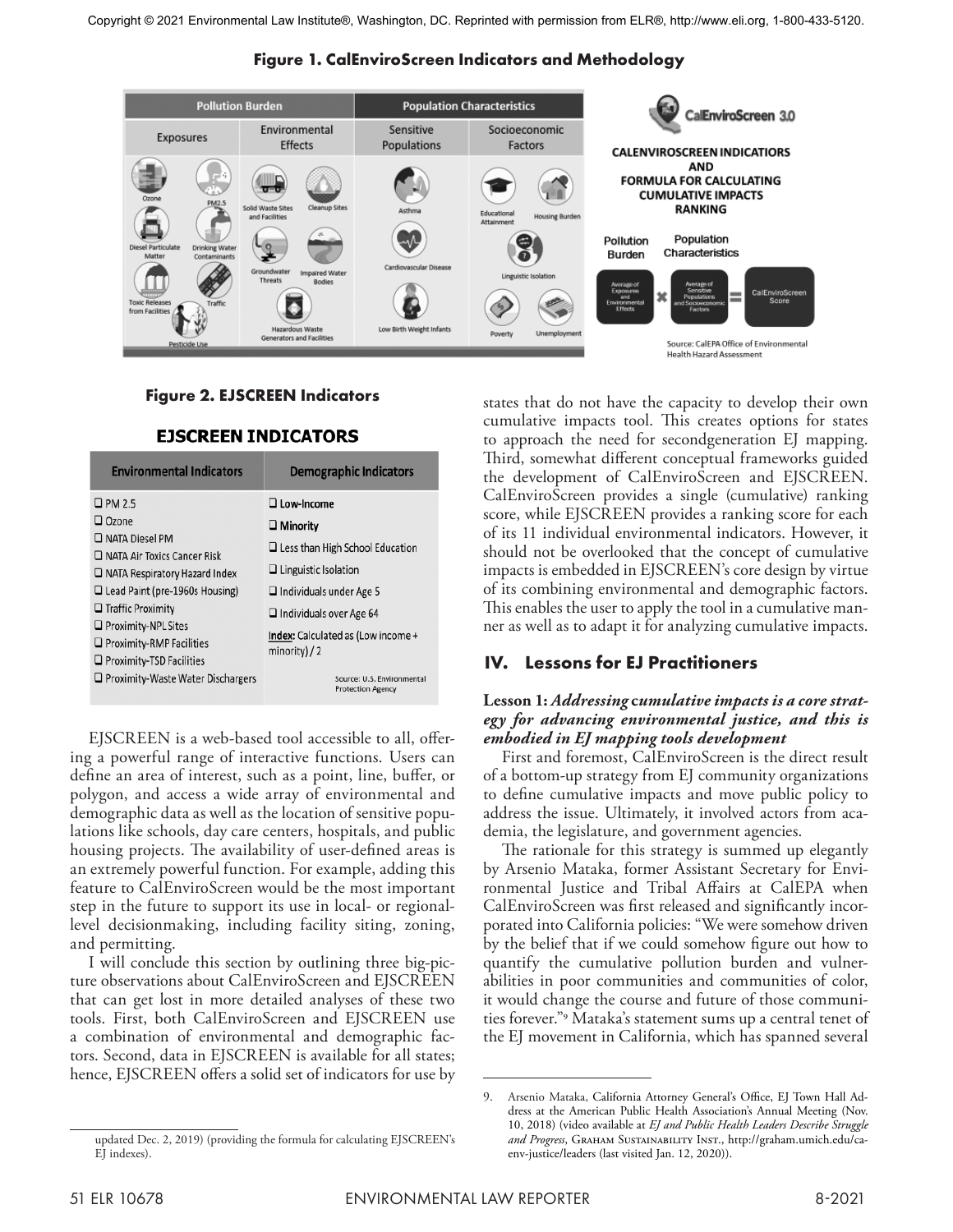**Figure 1. CalEnviroScreen Indicators and Methodology**

| Pollution Burden | | Population Characteristics | |
|---|---|---|---|
| Exposures | Environmental Effects | Sensitive Populations | Socioeconomic Factors |
| Ozone | Solid Waste Sites and Facilities | Asthma | Educational Attainment |
| PM2.5 | Cleanup Sites | Cardiovascular Disease | Housing Burden |
| Diesel Particulate Matter | Groundwater Threats | Low Birth Weight Infants | Linguistic Isolation |
| Drinking Water Contaminants | Impaired Water Bodies | | Poverty |
| Toxic Releases from Facilities | Hazardous Waste Generators and Facilities | | Unemployment |
| Traffic | | | |
| Pesticide Use | | | |

CalEnviroScreen 3.0

CALENVIROSCREEN INDICATORS AND FORMULA FOR CALCULATING CUMULATIVE IMPACTS RANKING

Pollution Burden (Average of Exposures and Environmental Effects) × Population Characteristics (Average of Sensitive Populations and Socioeconomic Factors) = CalEnviroScreen Score

Source: CalEPA Office of Environmental Health Hazard Assessment

**Figure 2. EJSCREEN Indicators**

**EJSCREEN INDICATORS**

| Environmental Indicators | Demographic Indicators |
|---|---|
| ❑ PM 2.5 | ❑ Low-Income |
| ❑ Ozone | ❑ Minority |
| ❑ NATA Diesel PM | ❑ Less than High School Education |
| ❑ NATA Air Toxics Cancer Risk | ❑ Linguistic Isolation |
| ❑ NATA Respiratory Hazard Index | ❑ Individuals under Age 5 |
| ❑ Lead Paint (pre-1960s Housing) | ❑ Individuals over Age 64 |
| ❑ Traffic Proximity | Index: Calculated as (Low income + minority) / 2 |
| ❑ Proximity-NPL Sites | |
| ❑ Proximity-RMP Facilities | |
| ❑ Proximity-TSD Facilities | |
| ❑ Proximity-Waste Water Dischargers | Source: U.S. Environmental Protection Agency |

EJSCREEN is a web-based tool accessible to all, offering a powerful range of interactive functions. Users can define an area of interest, such as a point, line, buffer, or polygon, and access a wide array of environmental and demographic data as well as the location of sensitive populations like schools, day care centers, hospitals, and public housing projects. The availability of user-defined areas is an extremely powerful function. For example, adding this feature to CalEnviroScreen would be the most important step in the future to support its use in local- or regional-level decisionmaking, including facility siting, zoning, and permitting.

I will conclude this section by outlining three big-picture observations about CalEnviroScreen and EJSCREEN that can get lost in more detailed analyses of these two tools. First, both CalEnviroScreen and EJSCREEN use a combination of environmental and demographic factors. Second, data in EJSCREEN is available for all states; hence, EJSCREEN offers a solid set of indicators for use by states that do not have the capacity to develop their own cumulative impacts tool. This creates options for states to approach the need for secondgeneration EJ mapping. Third, somewhat different conceptual frameworks guided the development of CalEnviroScreen and EJSCREEN. CalEnviroScreen provides a single (cumulative) ranking score, while EJSCREEN provides a ranking score for each of its 11 individual environmental indicators. However, it should not be overlooked that the concept of cumulative impacts is embedded in EJSCREEN's core design by virtue of its combining environmental and demographic factors. This enables the user to apply the tool in a cumulative manner as well as to adapt it for analyzing cumulative impacts.

## IV. Lessons for EJ Practitioners

**Lesson 1:** ***Addressing cumulative impacts is a core strategy for advancing environmental justice, and this is embodied in EJ mapping tools development***

First and foremost, CalEnviroScreen is the direct result of a bottom-up strategy from EJ community organizations to define cumulative impacts and move public policy to address the issue. Ultimately, it involved actors from academia, the legislature, and government agencies.

The rationale for this strategy is summed up elegantly by Arsenio Mataka, former Assistant Secretary for Environmental Justice and Tribal Affairs at CalEPA when CalEnviroScreen was first released and significantly incorporated into California policies: "We were somehow driven by the belief that if we could somehow figure out how to quantify the cumulative pollution burden and vulnerabilities in poor communities and communities of color, it would change the course and future of those communities forever."[9] Mataka's statement sums up a central tenet of the EJ movement in California, which has spanned several

---

updated Dec. 2, 2019) (providing the formula for calculating EJSCREEN's EJ indexes).

9. Arsenio Mataka, California Attorney General's Office, EJ Town Hall Address at the American Public Health Association's Annual Meeting (Nov. 10, 2018) (video available at *EJ and Public Health Leaders Describe Struggle and Progress*, Graham Sustainability Inst., http://graham.umich.edu/ca-env-justice/leaders (last visited Jan. 12, 2020)).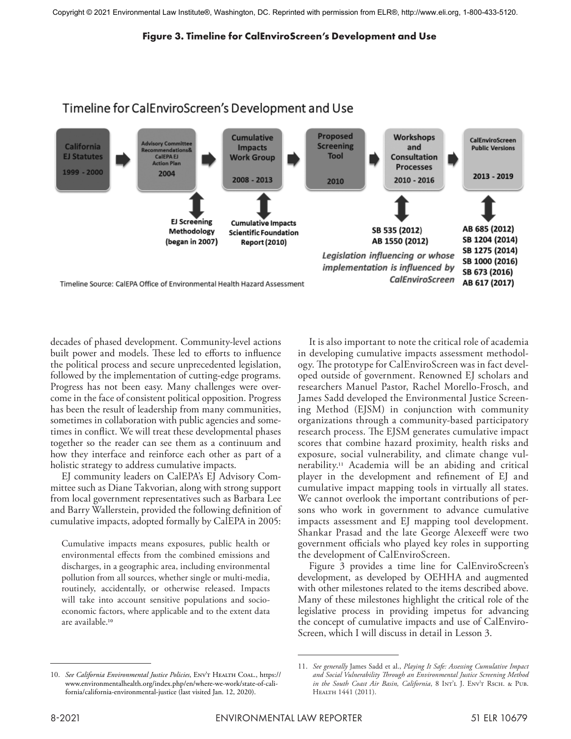Copyright © 2021 Environmental Law Institute®, Washington, DC. Reprinted with permission from ELR®, http://www.eli.org, 1-800-433-5120.

**Figure 3. Timeline for CalEnviroScreen's Development and Use**

Timeline for CalEnviroScreen's Development and Use

California EJ Statutes 1999 - 2000 → Advisory Committee Recommendations& CalEPA EJ Action Plan 2004 → Cumulative Impacts Work Group 2008 - 2013 → Proposed Screening Tool 2010 → Workshops and Consultation Processes 2010 - 2016 → CalEnviroScreen Public Versions 2013 - 2019

EJ Screening Methodology (began in 2007)

Cumulative Impacts Scientific Foundation Report (2010)

SB 535 (2012)
AB 1550 (2012)

AB 685 (2012)
SB 1204 (2014)
SB 1275 (2014)
SB 1000 (2016)
SB 673 (2016)
AB 617 (2017)

*Legislation influencing or whose implementation is influenced by CalEnviroScreen*

Timeline Source: CalEPA Office of Environmental Health Hazard Assessment

decades of phased development. Community-level actions built power and models. These led to efforts to influence the political process and secure unprecedented legislation, followed by the implementation of cutting-edge programs. Progress has not been easy. Many challenges were overcome in the face of consistent political opposition. Progress has been the result of leadership from many communities, sometimes in collaboration with public agencies and sometimes in conflict. We will treat these developmental phases together so the reader can see them as a continuum and how they interface and reinforce each other as part of a holistic strategy to address cumulative impacts.

EJ community leaders on CalEPA's EJ Advisory Committee such as Diane Takvorian, along with strong support from local government representatives such as Barbara Lee and Barry Wallerstein, provided the following definition of cumulative impacts, adopted formally by CalEPA in 2005:

> Cumulative impacts means exposures, public health or environmental effects from the combined emissions and discharges, in a geographic area, including environmental pollution from all sources, whether single or multi-media, routinely, accidentally, or otherwise released. Impacts will take into account sensitive populations and socio-economic factors, where applicable and to the extent data are available.[10]

It is also important to note the critical role of academia in developing cumulative impacts assessment methodology. The prototype for CalEnviroScreen was in fact developed outside of government. Renowned EJ scholars and researchers Manuel Pastor, Rachel Morello-Frosch, and James Sadd developed the Environmental Justice Screening Method (EJSM) in conjunction with community organizations through a community-based participatory research process. The EJSM generates cumulative impact scores that combine hazard proximity, health risks and exposure, social vulnerability, and climate change vulnerability.[11] Academia will be an abiding and critical player in the development and refinement of EJ and cumulative impact mapping tools in virtually all states. We cannot overlook the important contributions of persons who work in government to advance cumulative impacts assessment and EJ mapping tool development. Shankar Prasad and the late George Alexeeff were two government officials who played key roles in supporting the development of CalEnviroScreen.

Figure 3 provides a time line for CalEnviroScreen's development, as developed by OEHHA and augmented with other milestones related to the items described above. Many of these milestones highlight the critical role of the legislative process in providing impetus for advancing the concept of cumulative impacts and use of CalEnviroScreen, which I will discuss in detail in Lesson 3.

---

10. *See California Environmental Justice Policies*, Env't Health Coal., https://www.environmentalhealth.org/index.php/en/where-we-work/state-of-california/california-environmental-justice (last visited Jan. 12, 2020).

11. *See generally* James Sadd et al., *Playing It Safe: Assessing Cumulative Impact and Social Vulnerability Through an Environmental Justice Screening Method in the South Coast Air Basin, California*, 8 Int'l J. Env't Rsch. & Pub. Health 1441 (2011).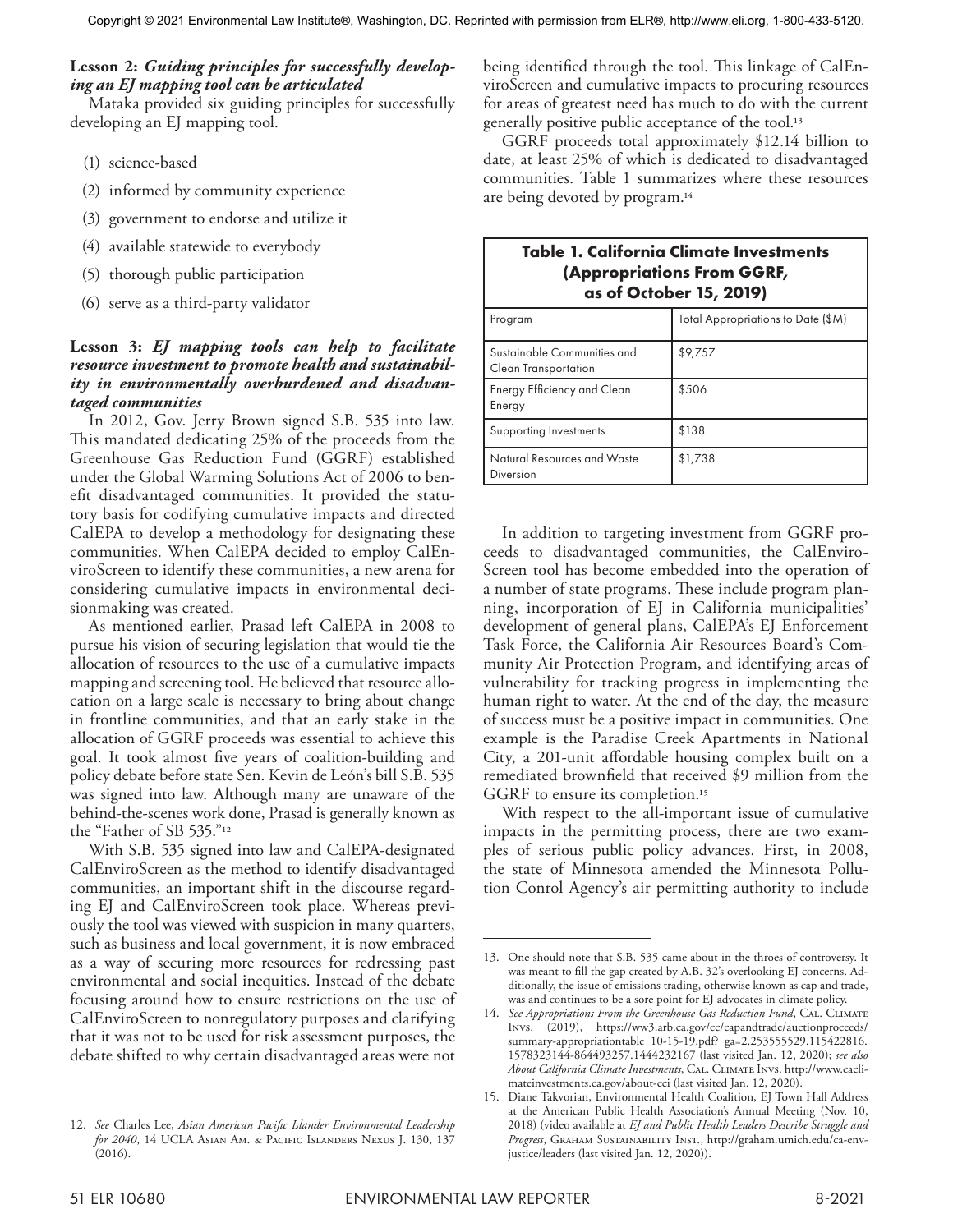**Lesson 2:** ***Guiding principles for successfully developing an EJ mapping tool can be articulated***

Mataka provided six guiding principles for successfully developing an EJ mapping tool.

(1) science-based

(2) informed by community experience

(3) government to endorse and utilize it

(4) available statewide to everybody

(5) thorough public participation

(6) serve as a third-party validator

**Lesson 3:** ***EJ mapping tools can help to facilitate resource investment to promote health and sustainability in environmentally overburdened and disadvantaged communities***

In 2012, Gov. Jerry Brown signed S.B. 535 into law. This mandated dedicating 25% of the proceeds from the Greenhouse Gas Reduction Fund (GGRF) established under the Global Warming Solutions Act of 2006 to benefit disadvantaged communities. It provided the statutory basis for codifying cumulative impacts and directed CalEPA to develop a methodology for designating these communities. When CalEPA decided to employ CalEnviroScreen to identify these communities, a new arena for considering cumulative impacts in environmental decisionmaking was created.

As mentioned earlier, Prasad left CalEPA in 2008 to pursue his vision of securing legislation that would tie the allocation of resources to the use of a cumulative impacts mapping and screening tool. He believed that resource allocation on a large scale is necessary to bring about change in frontline communities, and that an early stake in the allocation of GGRF proceeds was essential to achieve this goal. It took almost five years of coalition-building and policy debate before state Sen. Kevin de León's bill S.B. 535 was signed into law. Although many are unaware of the behind-the-scenes work done, Prasad is generally known as the "Father of SB 535."[12]

With S.B. 535 signed into law and CalEPA-designated CalEnviroScreen as the method to identify disadvantaged communities, an important shift in the discourse regarding EJ and CalEnviroScreen took place. Whereas previously the tool was viewed with suspicion in many quarters, such as business and local government, it is now embraced as a way of securing more resources for redressing past environmental and social inequities. Instead of the debate focusing around how to ensure restrictions on the use of CalEnviroScreen to nonregulatory purposes and clarifying that it was not to be used for risk assessment purposes, the debate shifted to why certain disadvantaged areas were not being identified through the tool. This linkage of CalEnviroScreen and cumulative impacts to procuring resources for areas of greatest need has much to do with the current generally positive public acceptance of the tool.[13]

GGRF proceeds total approximately $12.14 billion to date, at least 25% of which is dedicated to disadvantaged communities. Table 1 summarizes where these resources are being devoted by program.[14]

**Table 1. California Climate Investments (Appropriations From GGRF, as of October 15, 2019)**

| Program | Total Appropriations to Date ($M) |
|---|---|
| Sustainable Communities and Clean Transportation | $9,757 |
| Energy Efficiency and Clean Energy | $506 |
| Supporting Investments | $138 |
| Natural Resources and Waste Diversion | $1,738 |

In addition to targeting investment from GGRF proceeds to disadvantaged communities, the CalEnviroScreen tool has become embedded into the operation of a number of state programs. These include program planning, incorporation of EJ in California municipalities' development of general plans, CalEPA's EJ Enforcement Task Force, the California Air Resources Board's Community Air Protection Program, and identifying areas of vulnerability for tracking progress in implementing the human right to water. At the end of the day, the measure of success must be a positive impact in communities. One example is the Paradise Creek Apartments in National City, a 201-unit affordable housing complex built on a remediated brownfield that received $9 million from the GGRF to ensure its completion.[15]

With respect to the all-important issue of cumulative impacts in the permitting process, there are two examples of serious public policy advances. First, in 2008, the state of Minnesota amended the Minnesota Pollution Conrol Agency's air permitting authority to include

---

12. *See* Charles Lee, *Asian American Pacific Islander Environmental Leadership for 2040*, 14 UCLA Asian Am. & Pacific Islanders Nexus J. 130, 137 (2016).

13. One should note that S.B. 535 came about in the throes of controversy. It was meant to fill the gap created by A.B. 32's overlooking EJ concerns. Additionally, the issue of emissions trading, otherwise known as cap and trade, was and continues to be a sore point for EJ advocates in climate policy.

14. *See Appropriations From the Greenhouse Gas Reduction Fund*, Cal. Climate Invs. (2019), https://ww3.arb.ca.gov/cc/capandtrade/auctionproceeds/summary-appropriationtable_10-15-19.pdf?_ga=2.253555529.115422816.1578323144-864493257.1444232167 (last visited Jan. 12, 2020); *see also About California Climate Investments*, Cal. Climate Invs. http://www.caclimateinvestments.ca.gov/about-cci (last visited Jan. 12, 2020).

15. Diane Takvorian, Environmental Health Coalition, EJ Town Hall Address at the American Public Health Association's Annual Meeting (Nov. 10, 2018) (video available at *EJ and Public Health Leaders Describe Struggle and Progress*, Graham Sustainability Inst., http://graham.umich.edu/ca-env-justice/leaders (last visited Jan. 12, 2020)).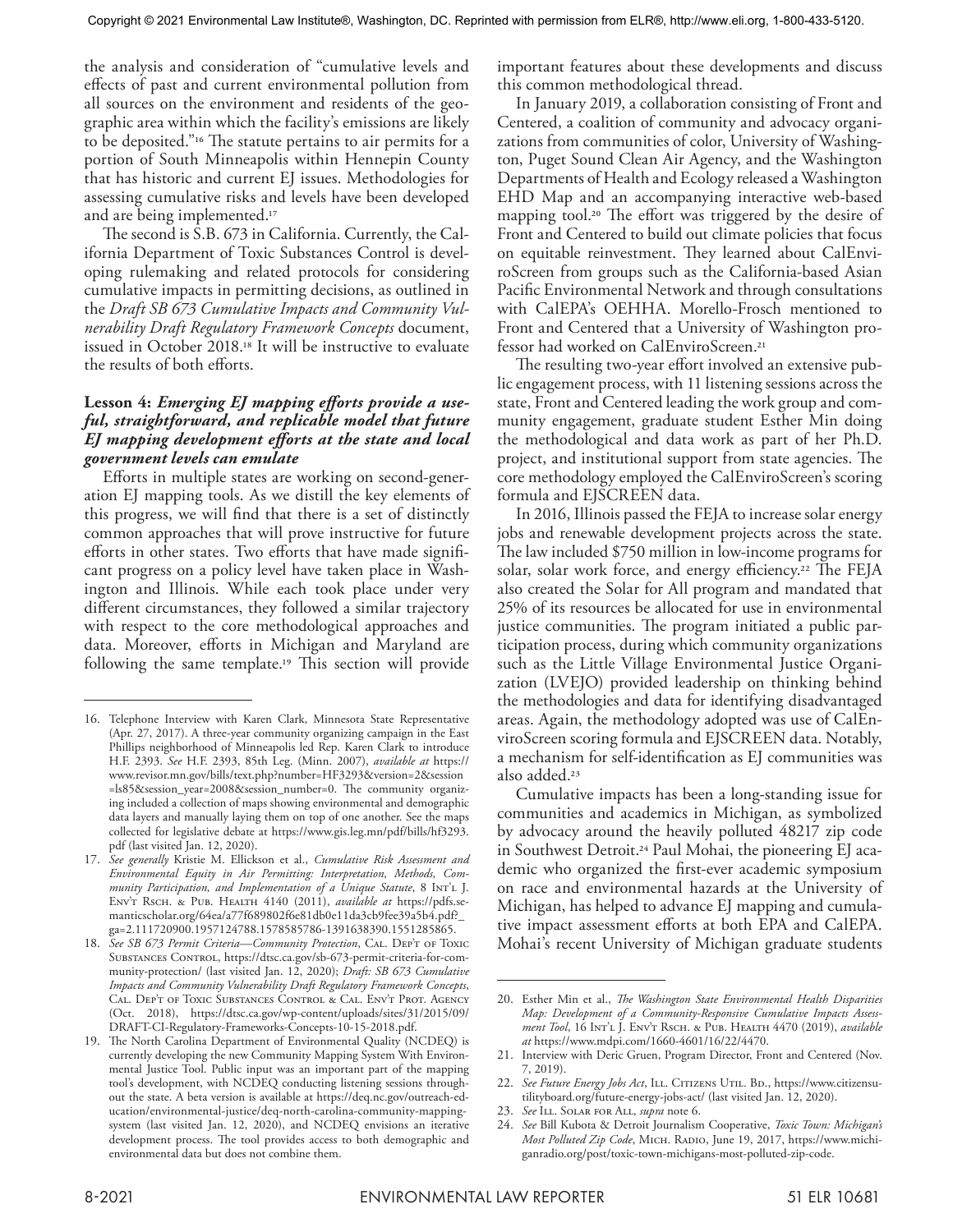the analysis and consideration of "cumulative levels and effects of past and current environmental pollution from all sources on the environment and residents of the geographic area within which the facility's emissions are likely to be deposited."[16] The statute pertains to air permits for a portion of South Minneapolis within Hennepin County that has historic and current EJ issues. Methodologies for assessing cumulative risks and levels have been developed and are being implemented.[17]

The second is S.B. 673 in California. Currently, the California Department of Toxic Substances Control is developing rulemaking and related protocols for considering cumulative impacts in permitting decisions, as outlined in the *Draft SB 673 Cumulative Impacts and Community Vulnerability Draft Regulatory Framework Concepts* document, issued in October 2018.[18] It will be instructive to evaluate the results of both efforts.

**Lesson 4:** ***Emerging EJ mapping efforts provide a useful, straightforward, and replicable model that future EJ mapping development efforts at the state and local government levels can emulate***

Efforts in multiple states are working on second-generation EJ mapping tools. As we distill the key elements of this progress, we will find that there is a set of distinctly common approaches that will prove instructive for future efforts in other states. Two efforts that have made significant progress on a policy level have taken place in Washington and Illinois. While each took place under very different circumstances, they followed a similar trajectory with respect to the core methodological approaches and data. Moreover, efforts in Michigan and Maryland are following the same template.[19] This section will provide important features about these developments and discuss this common methodological thread.

In January 2019, a collaboration consisting of Front and Centered, a coalition of community and advocacy organizations from communities of color, University of Washington, Puget Sound Clean Air Agency, and the Washington Departments of Health and Ecology released a Washington EHD Map and an accompanying interactive web-based mapping tool.[20] The effort was triggered by the desire of Front and Centered to build out climate policies that focus on equitable reinvestment. They learned about CalEnviroScreen from groups such as the California-based Asian Pacific Environmental Network and through consultations with CalEPA's OEHHA. Morello-Frosch mentioned to Front and Centered that a University of Washington professor had worked on CalEnviroScreen.[21]

The resulting two-year effort involved an extensive public engagement process, with 11 listening sessions across the state, Front and Centered leading the work group and community engagement, graduate student Esther Min doing the methodological and data work as part of her Ph.D. project, and institutional support from state agencies. The core methodology employed the CalEnviroScreen's scoring formula and EJSCREEN data.

In 2016, Illinois passed the FEJA to increase solar energy jobs and renewable development projects across the state. The law included $750 million in low-income programs for solar, solar work force, and energy efficiency.[22] The FEJA also created the Solar for All program and mandated that 25% of its resources be allocated for use in environmental justice communities. The program initiated a public participation process, during which community organizations such as the Little Village Environmental Justice Organization (LVEJO) provided leadership on thinking behind the methodologies and data for identifying disadvantaged areas. Again, the methodology adopted was use of CalEnviroScreen scoring formula and EJSCREEN data. Notably, a mechanism for self-identification as EJ communities was also added.[23]

Cumulative impacts has been a long-standing issue for communities and academics in Michigan, as symbolized by advocacy around the heavily polluted 48217 zip code in Southwest Detroit.[24] Paul Mohai, the pioneering EJ academic who organized the first-ever academic symposium on race and environmental hazards at the University of Michigan, has helped to advance EJ mapping and cumulative impact assessment efforts at both EPA and CalEPA. Mohai's recent University of Michigan graduate students

---

16. Telephone Interview with Karen Clark, Minnesota State Representative (Apr. 27, 2017). A three-year community organizing campaign in the East Phillips neighborhood of Minneapolis led Rep. Karen Clark to introduce H.F. 2393. *See* H.F. 2393, 85th Leg. (Minn. 2007), *available at* https://www.revisor.mn.gov/bills/text.php?number=HF3293&version=2&session=ls85&session_year=2008&session_number=0. The community organizing included a collection of maps showing environmental and demographic data layers and manually laying them on top of one another. See the maps collected for legislative debate at https://www.gis.leg.mn/pdf/bills/hf3293.pdf (last visited Jan. 12, 2020).
17. *See generally* Kristie M. Ellickson et al., *Cumulative Risk Assessment and Environmental Equity in Air Permitting: Interpretation, Methods, Community Participation, and Implementation of a Unique Statute*, 8 Int'l J. Env't Rsch. & Pub. Health 4140 (2011), *available at* https://pdfs.semanticscholar.org/64ea/a77f689802f6e81db0e11da3cb9fee39a5b4.pdf?_ga=2.111720900.1957124788.1578585786-1391638390.1551285865.
18. *See SB 673 Permit Criteria—Community Protection*, Cal. Dep't of Toxic Substances Control, https://dtsc.ca.gov/sb-673-permit-criteria-for-community-protection/ (last visited Jan. 12, 2020); *Draft: SB 673 Cumulative Impacts and Community Vulnerability Draft Regulatory Framework Concepts*, Cal. Dep't of Toxic Substances Control & Cal. Env't Prot. Agency (Oct. 2018), https://dtsc.ca.gov/wp-content/uploads/sites/31/2015/09/DRAFT-CI-Regulatory-Frameworks-Concepts-10-15-2018.pdf.
19. The North Carolina Department of Environmental Quality (NCDEQ) is currently developing the new Community Mapping System With Environmental Justice Tool. Public input was an important part of the mapping tool's development, with NCDEQ conducting listening sessions throughout the state. A beta version is available at https://deq.nc.gov/outreach-education/environmental-justice/deq-north-carolina-community-mapping-system (last visited Jan. 12, 2020), and NCDEQ envisions an iterative development process. The tool provides access to both demographic and environmental data but does not combine them.
20. Esther Min et al., *The Washington State Environmental Health Disparities Map: Development of a Community-Responsive Cumulative Impacts Assessment Tool*, 16 Int'l J. Env't Rsch. & Pub. Health 4470 (2019), *available at* https://www.mdpi.com/1660-4601/16/22/4470.
21. Interview with Deric Gruen, Program Director, Front and Centered (Nov. 7, 2019).
22. *See Future Energy Jobs Act*, Ill. Citizens Util. Bd., https://www.citizensutilityboard.org/future-energy-jobs-act/ (last visited Jan. 12, 2020).
23. *See* Ill. Solar for All, *supra* note 6.
24. *See* Bill Kubota & Detroit Journalism Cooperative, *Toxic Town: Michigan's Most Polluted Zip Code*, Mich. Radio, June 19, 2017, https://www.michiganradio.org/post/toxic-town-michigans-most-polluted-zip-code.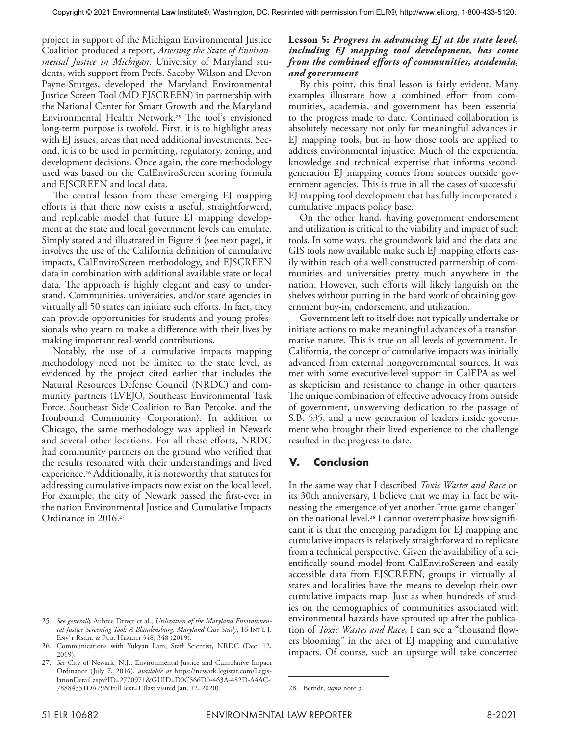project in support of the Michigan Environmental Justice Coalition produced a report, *Assessing the State of Environmental Justice in Michigan*. University of Maryland students, with support from Profs. Sacoby Wilson and Devon Payne-Sturges, developed the Maryland Environmental Justice Screen Tool (MD EJSCREEN) in partnership with the National Center for Smart Growth and the Maryland Environmental Health Network.[25] The tool's envisioned long-term purpose is twofold. First, it is to highlight areas with EJ issues, areas that need additional investments. Second, it is to be used in permitting, regulatory, zoning, and development decisions. Once again, the core methodology used was based on the CalEnviroScreen scoring formula and EJSCREEN and local data.

The central lesson from these emerging EJ mapping efforts is that there now exists a useful, straightforward, and replicable model that future EJ mapping development at the state and local government levels can emulate. Simply stated and illustrated in Figure 4 (see next page), it involves the use of the California definition of cumulative impacts, CalEnviroScreen methodology, and EJSCREEN data in combination with additional available state or local data. The approach is highly elegant and easy to understand. Communities, universities, and/or state agencies in virtually all 50 states can initiate such efforts. In fact, they can provide opportunities for students and young professionals who yearn to make a difference with their lives by making important real-world contributions.

Notably, the use of a cumulative impacts mapping methodology need not be limited to the state level, as evidenced by the project cited earlier that includes the Natural Resources Defense Council (NRDC) and community partners (LVEJO, Southeast Environmental Task Force, Southeast Side Coalition to Ban Petcoke, and the Ironbound Community Corporation). In addition to Chicago, the same methodology was applied in Newark and several other locations. For all these efforts, NRDC had community partners on the ground who verified that the results resonated with their understandings and lived experience.[26] Additionally, it is noteworthy that statutes for addressing cumulative impacts now exist on the local level. For example, the city of Newark passed the first-ever in the nation Environmental Justice and Cumulative Impacts Ordinance in 2016.[27]

**Lesson 5:** ***Progress in advancing EJ at the state level, including EJ mapping tool development, has come from the combined efforts of communities, academia, and government***

By this point, this final lesson is fairly evident. Many examples illustrate how a combined effort from communities, academia, and government has been essential to the progress made to date. Continued collaboration is absolutely necessary not only for meaningful advances in EJ mapping tools, but in how those tools are applied to address environmental injustice. Much of the experiential knowledge and technical expertise that informs second-generation EJ mapping comes from sources outside government agencies. This is true in all the cases of successful EJ mapping tool development that has fully incorporated a cumulative impacts policy base.

On the other hand, having government endorsement and utilization is critical to the viability and impact of such tools. In some ways, the groundwork laid and the data and GIS tools now available make such EJ mapping efforts easily within reach of a well-constructed partnership of communities and universities pretty much anywhere in the nation. However, such efforts will likely languish on the shelves without putting in the hard work of obtaining government buy-in, endorsement, and utilization.

Government left to itself does not typically undertake or initiate actions to make meaningful advances of a transformative nature. This is true on all levels of government. In California, the concept of cumulative impacts was initially advanced from external nongovernmental sources. It was met with some executive-level support in CalEPA as well as skepticism and resistance to change in other quarters. The unique combination of effective advocacy from outside of government, unswerving dedication to the passage of S.B. 535, and a new generation of leaders inside government who brought their lived experience to the challenge resulted in the progress to date.

## V. Conclusion

In the same way that I described *Toxic Wastes and Race* on its 30th anniversary, I believe that we may in fact be witnessing the emergence of yet another "true game changer" on the national level.[28] I cannot overemphasize how significant it is that the emerging paradigm for EJ mapping and cumulative impacts is relatively straightforward to replicate from a technical perspective. Given the availability of a scientifically sound model from CalEnviroScreen and easily accessible data from EJSCREEN, groups in virtually all states and localities have the means to develop their own cumulative impacts map. Just as when hundreds of studies on the demographics of communities associated with environmental hazards have sprouted up after the publication of *Toxic Wastes and Race*, I can see a "thousand flowers blooming" in the area of EJ mapping and cumulative impacts. Of course, such an upsurge will take concerted

---

25. *See generally* Aubree Driver et al., *Utilization of the Maryland Environmental Justice Screening Tool: A Blandensburg, Maryland Case Study*, 16 Int'l J. Env't Rsch. & Pub. Health 348, 348 (2019).

26. Communications with Yukyan Lam, Staff Scientist, NRDC (Dec. 12, 2019).

27. *See* City of Newark, N.J., Environmental Justice and Cumulative Impact Ordinance (July 7, 2016), *available at* https://newark.legistar.com/LegislationDetail.aspx?ID=2770971&GUID=D0C566D0-463A-482D-A4AC-78884351DA79&FullText=1 (last visited Jan. 12, 2020).

28. Berndt, *supra* note 5.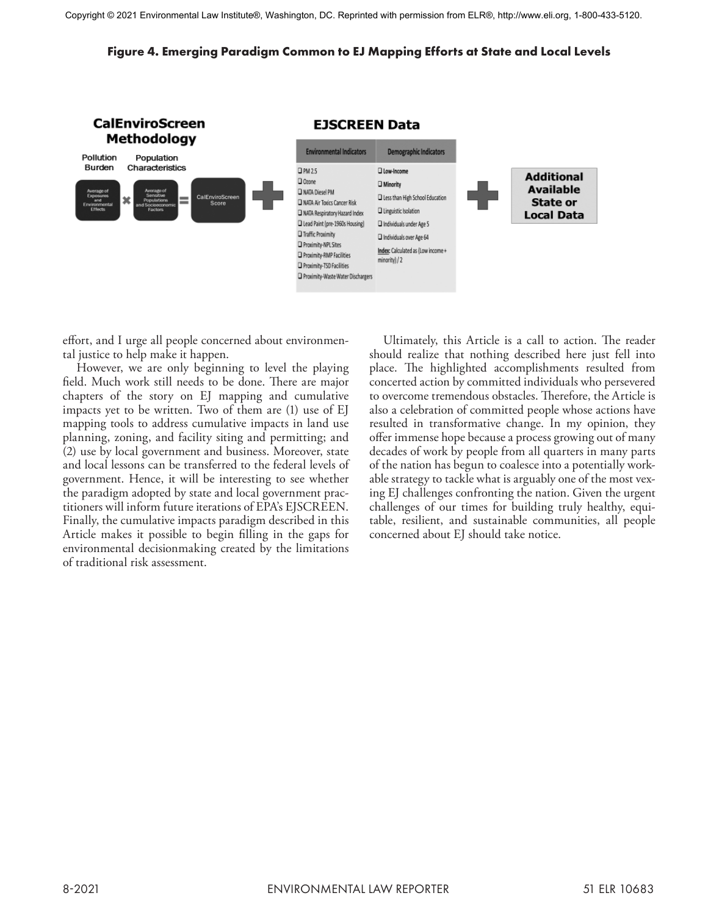Copyright © 2021 Environmental Law Institute®, Washington, DC. Reprinted with permission from ELR®, http://www.eli.org, 1-800-433-5120.

**Figure 4. Emerging Paradigm Common to EJ Mapping Efforts at State and Local Levels**

**CalEnviroScreen Methodology**

Pollution Burden

Population Characteristics

Average of Exposures and Environmental Effects × Average of Sensitive Populations and Socioeconomic Factors = CalEnviroScreen Score

**EJSCREEN Data**

| Environmental Indicators | Demographic Indicators |
| --- | --- |
| ❑ PM 2.5 | ❑ **Low-Income** |
| ❑ Ozone | ❑ **Minority** |
| ❑ NATA Diesel PM | ❑ Less than High School Education |
| ❑ NATA Air Toxics Cancer Risk | ❑ Linguistic Isolation |
| ❑ NATA Respiratory Hazard Index | ❑ Individuals under Age 5 |
| ❑ Lead Paint (pre-1960s Housing) | ❑ Individuals over Age 64 |
| ❑ Traffic Proximity | **Index:** Calculated as (Low income + minority) / 2 |
| ❑ Proximity-NPL Sites | |
| ❑ Proximity-RMP Facilities | |
| ❑ Proximity-TSD Facilities | |
| ❑ Proximity-Waste Water Dischargers | |

**Additional Available State or Local Data**

effort, and I urge all people concerned about environmental justice to help make it happen.

However, we are only beginning to level the playing field. Much work still needs to be done. There are major chapters of the story on EJ mapping and cumulative impacts yet to be written. Two of them are (1) use of EJ mapping tools to address cumulative impacts in land use planning, zoning, and facility siting and permitting; and (2) use by local government and business. Moreover, state and local lessons can be transferred to the federal levels of government. Hence, it will be interesting to see whether the paradigm adopted by state and local government practitioners will inform future iterations of EPA's EJSCREEN. Finally, the cumulative impacts paradigm described in this Article makes it possible to begin filling in the gaps for environmental decisionmaking created by the limitations of traditional risk assessment.

Ultimately, this Article is a call to action. The reader should realize that nothing described here just fell into place. The highlighted accomplishments resulted from concerted action by committed individuals who persevered to overcome tremendous obstacles. Therefore, the Article is also a celebration of committed people whose actions have resulted in transformative change. In my opinion, they offer immense hope because a process growing out of many decades of work by people from all quarters in many parts of the nation has begun to coalesce into a potentially workable strategy to tackle what is arguably one of the most vexing EJ challenges confronting the nation. Given the urgent challenges of our times for building truly healthy, equitable, resilient, and sustainable communities, all people concerned about EJ should take notice.